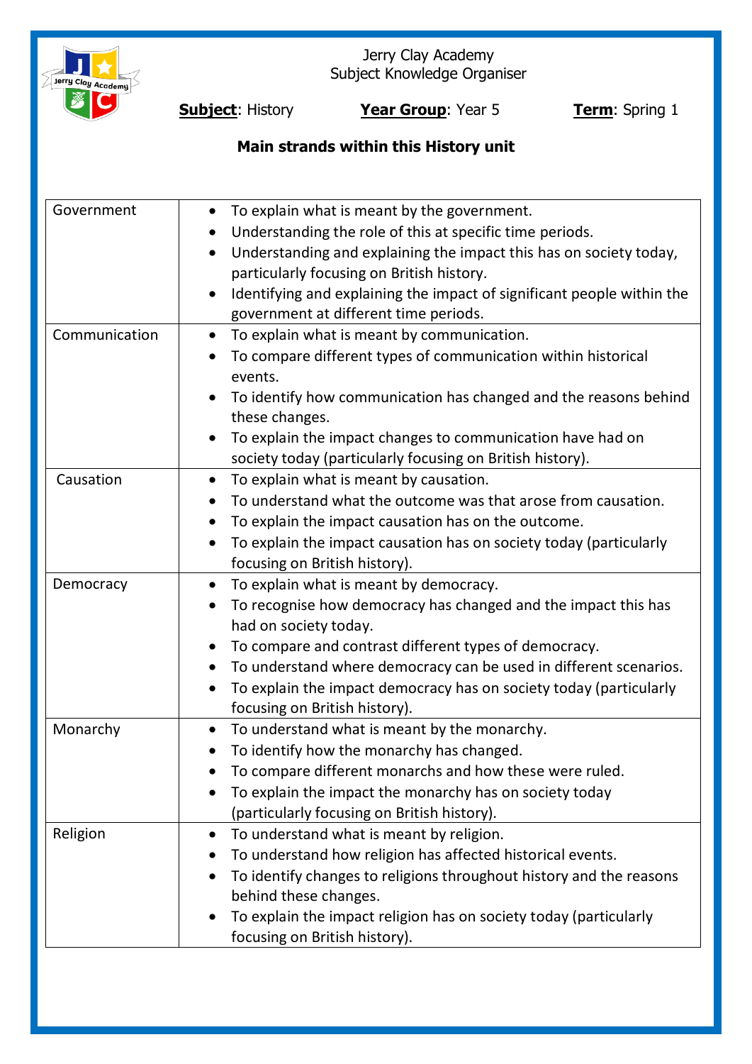Jerry Clay Academy
Subject Knowledge Organiser

**Subject**: History **Year Group**: Year 5 **Term**: Spring 1

**Main strands within this History unit**

| | |
|---|---|
| Government | • To explain what is meant by the government.<br>• Understanding the role of this at specific time periods.<br>• Understanding and explaining the impact this has on society today, particularly focusing on British history.<br>• Identifying and explaining the impact of significant people within the government at different time periods. |
| Communication | • To explain what is meant by communication.<br>• To compare different types of communication within historical events.<br>• To identify how communication has changed and the reasons behind these changes.<br>• To explain the impact changes to communication have had on society today (particularly focusing on British history). |
| Causation | • To explain what is meant by causation.<br>• To understand what the outcome was that arose from causation.<br>• To explain the impact causation has on the outcome.<br>• To explain the impact causation has on society today (particularly focusing on British history). |
| Democracy | • To explain what is meant by democracy.<br>• To recognise how democracy has changed and the impact this has had on society today.<br>• To compare and contrast different types of democracy.<br>• To understand where democracy can be used in different scenarios.<br>• To explain the impact democracy has on society today (particularly focusing on British history). |
| Monarchy | • To understand what is meant by the monarchy.<br>• To identify how the monarchy has changed.<br>• To compare different monarchs and how these were ruled.<br>• To explain the impact the monarchy has on society today (particularly focusing on British history). |
| Religion | • To understand what is meant by religion.<br>• To understand how religion has affected historical events.<br>• To identify changes to religions throughout history and the reasons behind these changes.<br>• To explain the impact religion has on society today (particularly focusing on British history). |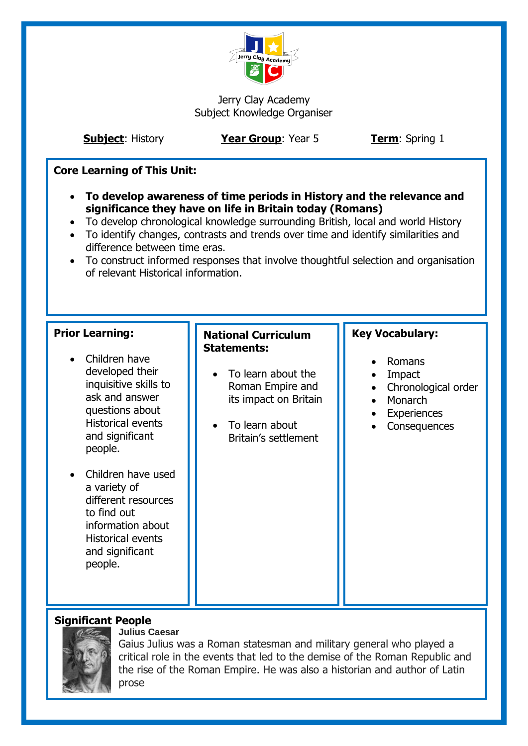Jerry Clay Academy
Subject Knowledge Organiser

**Subject**: History **Year Group**: Year 5 **Term**: Spring 1

**Core Learning of This Unit:**

- **To develop awareness of time periods in History and the relevance and significance they have on life in Britain today (Romans)**
- To develop chronological knowledge surrounding British, local and world History
- To identify changes, contrasts and trends over time and identify similarities and difference between time eras.
- To construct informed responses that involve thoughtful selection and organisation of relevant Historical information.

**Prior Learning:**

- Children have developed their inquisitive skills to ask and answer questions about Historical events and significant people.
- Children have used a variety of different resources to find out information about Historical events and significant people.

**National Curriculum Statements:**

- To learn about the Roman Empire and its impact on Britain
- To learn about Britain's settlement

**Key Vocabulary:**

- Romans
- Impact
- Chronological order
- Monarch
- Experiences
- Consequences

**Significant People**

**Julius Caesar**

Gaius Julius was a Roman statesman and military general who played a critical role in the events that led to the demise of the Roman Republic and the rise of the Roman Empire. He was also a historian and author of Latin prose